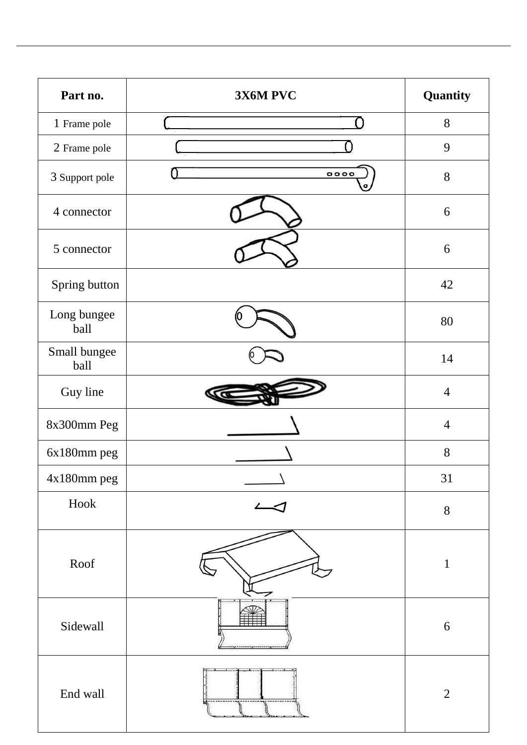| Part no. | 3X6M PVC | Quantity |
| --- | --- | --- |
| 1 Frame pole | | 8 |
| 2 Frame pole | | 9 |
| 3 Support pole | | 8 |
| 4 connector | | 6 |
| 5 connector | | 6 |
| Spring button | | 42 |
| Long bungee ball | | 80 |
| Small bungee ball | | 14 |
| Guy line | | 4 |
| 8x300mm Peg | | 4 |
| 6x180mm peg | | 8 |
| 4x180mm peg | | 31 |
| Hook | | 8 |
| Roof | | 1 |
| Sidewall | | 6 |
| End wall | | 2 |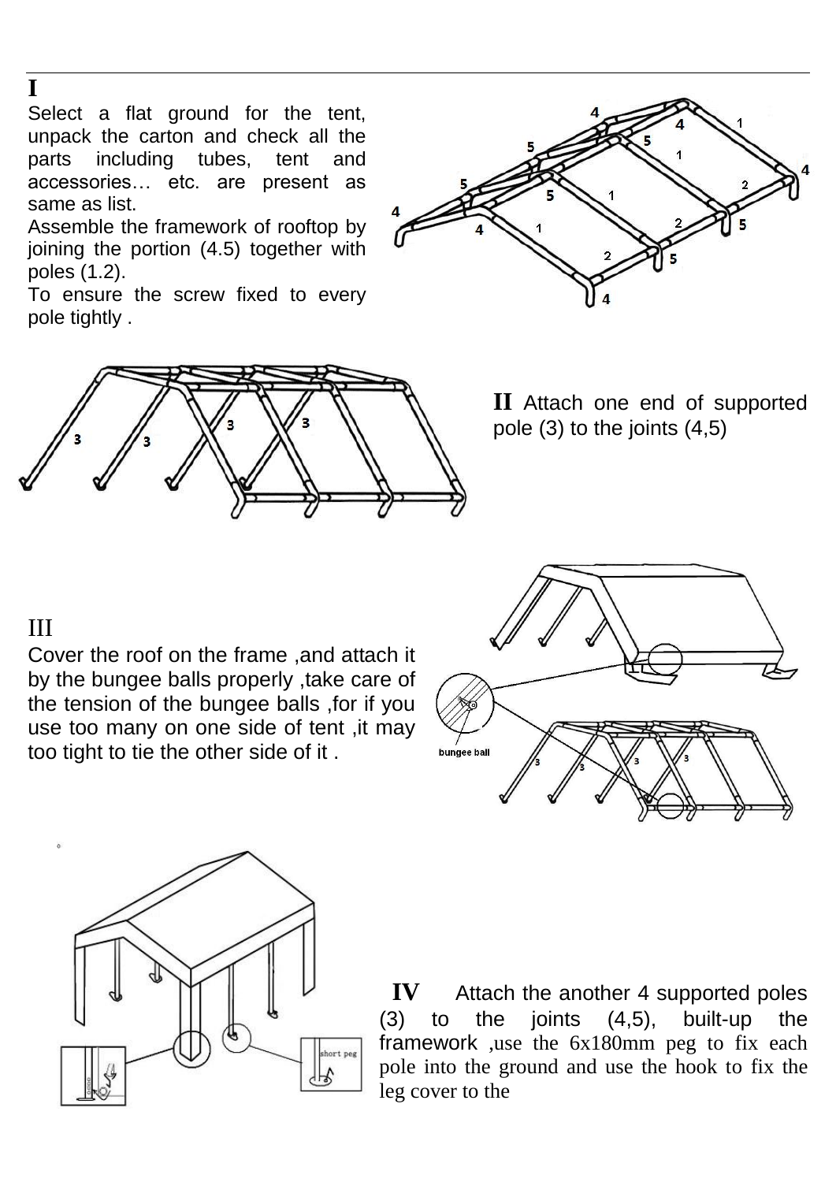## I

Select a flat ground for the tent, unpack the carton and check all the parts including tubes, tent and accessories… etc. are present as same as list.

Assemble the framework of rooftop by joining the portion (4.5) together with poles (1.2).

To ensure the screw fixed to every pole tightly .

## II

Attach one end of supported pole (3) to the joints (4,5)

## III

Cover the roof on the frame ,and attach it by the bungee balls properly ,take care of the tension of the bungee balls ,for if you use too many on one side of tent ,it may too tight to tie the other side of it .

## IV

Attach the another 4 supported poles (3) to the joints (4,5), built-up the framework ,use the 6x180mm peg to fix each pole into the ground and use the hook to fix the leg cover to the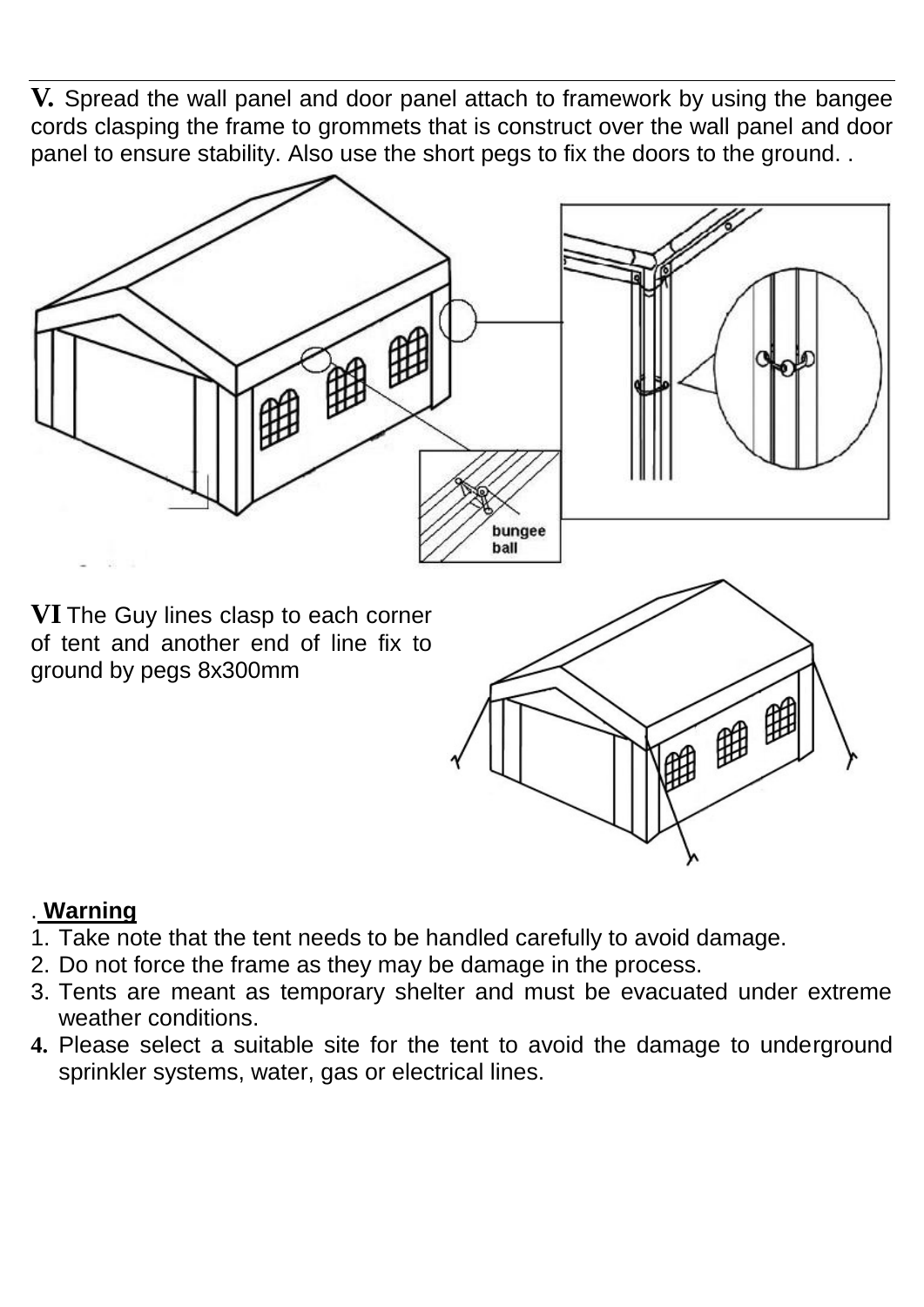**V.** Spread the wall panel and door panel attach to framework by using the bangee cords clasping the frame to grommets that is construct over the wall panel and door panel to ensure stability. Also use the short pegs to fix the doors to the ground. .

bungee ball

**VI** The Guy lines clasp to each corner of tent and another end of line fix to ground by pegs 8x300mm

. **Warning**

1. Take note that the tent needs to be handled carefully to avoid damage.
2. Do not force the frame as they may be damage in the process.
3. Tents are meant as temporary shelter and must be evacuated under extreme weather conditions.
4. Please select a suitable site for the tent to avoid the damage to underground sprinkler systems, water, gas or electrical lines.